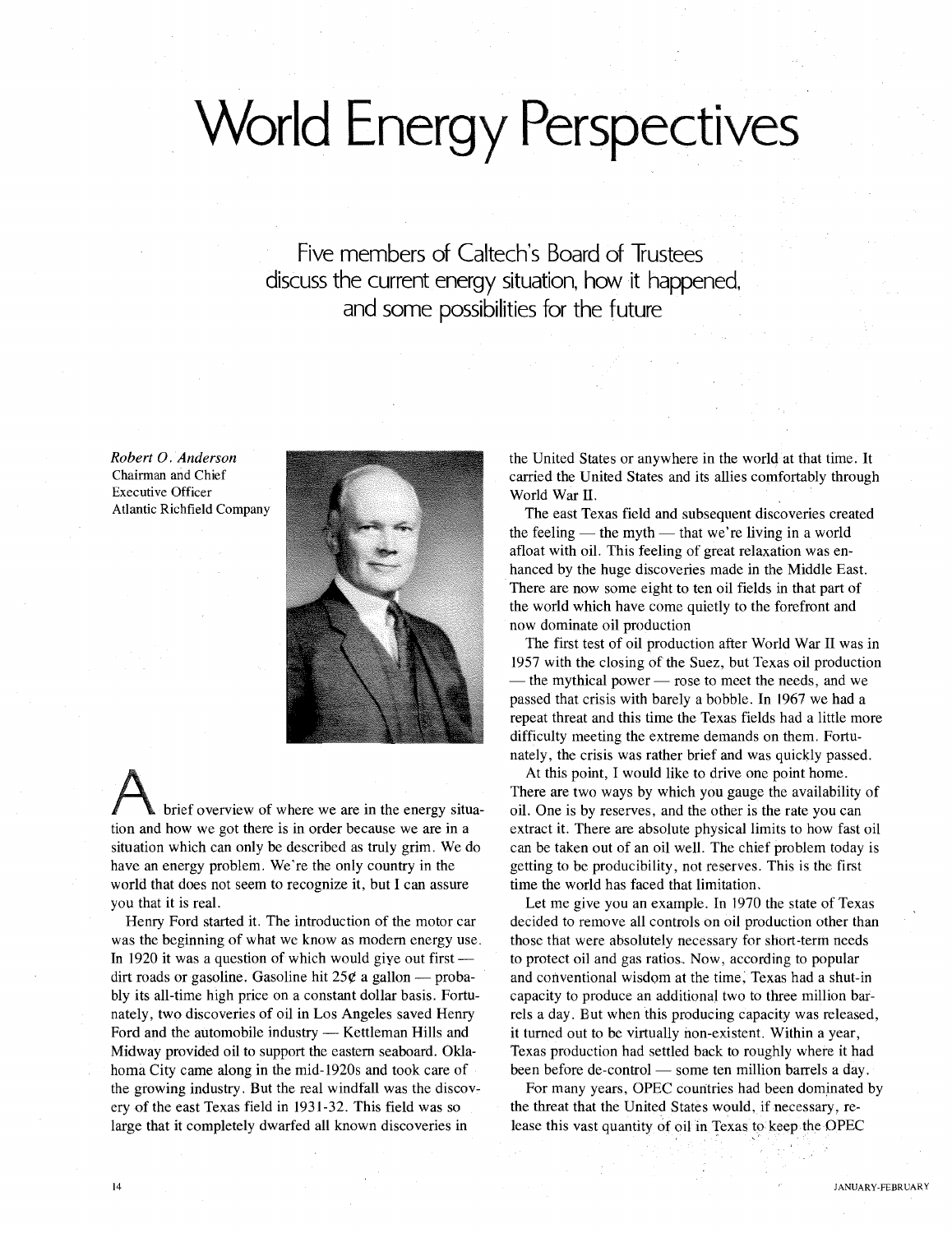# World Energy Perspectives

## Five members of Caltech's Board of Trustees discuss the current energy situation, how it happened, and some possibilities for the future

*Robert O. Anderson*
Chairman and Chief Executive Officer
Atlantic Richfield Company

A brief overview of where we are in the energy situation and how we got there is in order because we are in a situation which can only be described as truly grim. We do have an energy problem. We're the only country in the world that does not seem to recognize it, but I can assure you that it is real.

Henry Ford started it. The introduction of the motor car was the beginning of what we know as modern energy use. In 1920 it was a question of which would give out first — dirt roads or gasoline. Gasoline hit 25¢ a gallon — probably its all-time high price on a constant dollar basis. Fortunately, two discoveries of oil in Los Angeles saved Henry Ford and the automobile industry — Kettleman Hills and Midway provided oil to support the eastern seaboard. Oklahoma City came along in the mid-1920s and took care of the growing industry. But the real windfall was the discovery of the east Texas field in 1931-32. This field was so large that it completely dwarfed all known discoveries in the United States or anywhere in the world at that time. It carried the United States and its allies comfortably through World War II.

The east Texas field and subsequent discoveries created the feeling — the myth — that we're living in a world afloat with oil. This feeling of great relaxation was enhanced by the huge discoveries made in the Middle East. There are now some eight to ten oil fields in that part of the world which have come quietly to the forefront and now dominate oil production

The first test of oil production after World War II was in 1957 with the closing of the Suez, but Texas oil production — the mythical power — rose to meet the needs, and we passed that crisis with barely a bobble. In 1967 we had a repeat threat and this time the Texas fields had a little more difficulty meeting the extreme demands on them. Fortunately, the crisis was rather brief and was quickly passed.

At this point, I would like to drive one point home. There are two ways by which you gauge the availability of oil. One is by reserves, and the other is the rate you can extract it. There are absolute physical limits to how fast oil can be taken out of an oil well. The chief problem today is getting to be producibility, not reserves. This is the first time the world has faced that limitation.

Let me give you an example. In 1970 the state of Texas decided to remove all controls on oil production other than those that were absolutely necessary for short-term needs to protect oil and gas ratios. Now, according to popular and conventional wisdom at the time, Texas had a shut-in capacity to produce an additional two to three million barrels a day. But when this producing capacity was released, it turned out to be virtually non-existent. Within a year, Texas production had settled back to roughly where it had been before de-control — some ten million barrels a day.

For many years, OPEC countries had been dominated by the threat that the United States would, if necessary, release this vast quantity of oil in Texas to keep the OPEC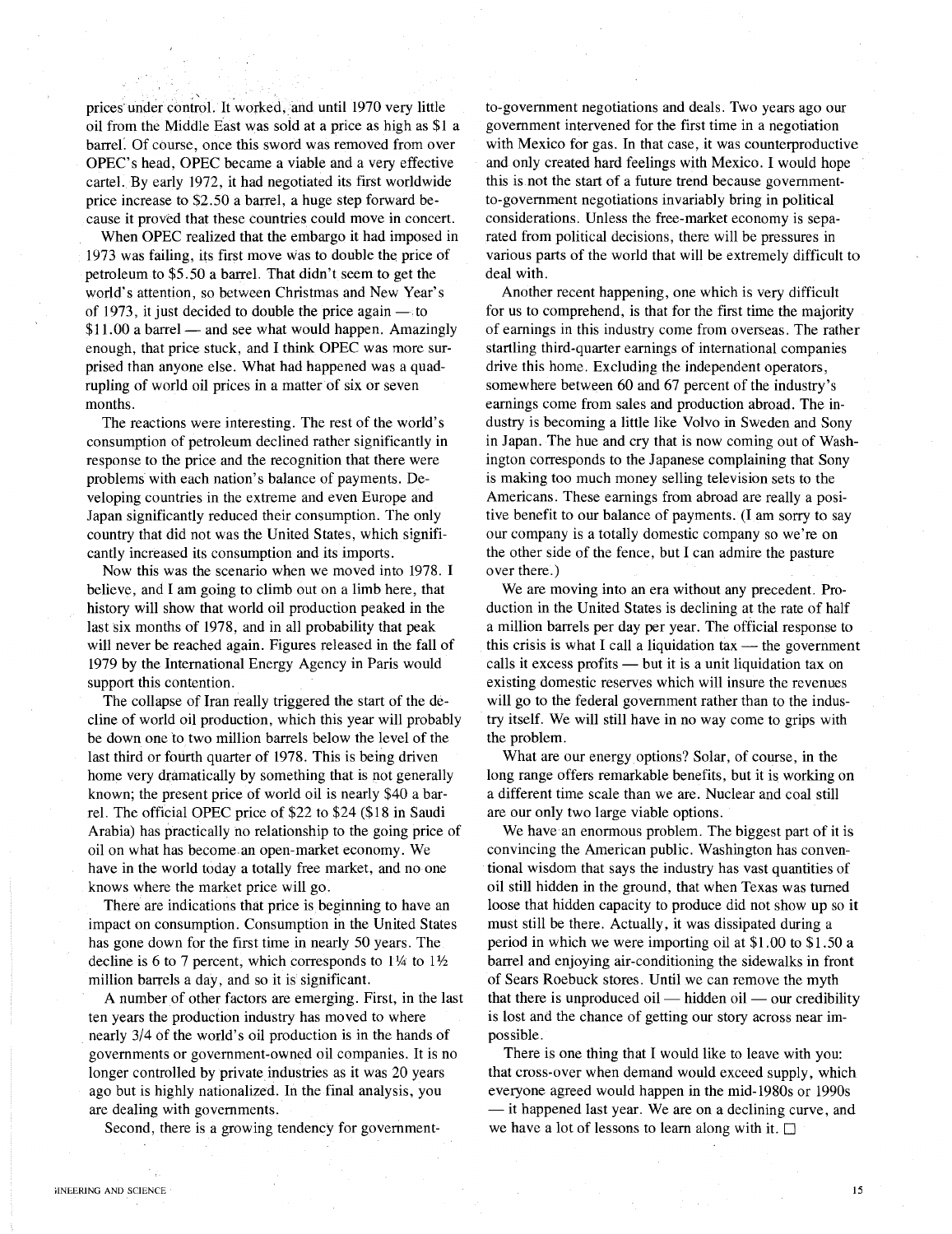prices under control. It worked, and until 1970 very little oil from the Middle East was sold at a price as high as $1 a barrel. Of course, once this sword was removed from over OPEC's head, OPEC became a viable and a very effective cartel. By early 1972, it had negotiated its first worldwide price increase to $2.50 a barrel, a huge step forward because it proved that these countries could move in concert.

When OPEC realized that the embargo it had imposed in 1973 was failing, its first move was to double the price of petroleum to $5.50 a barrel. That didn't seem to get the world's attention, so between Christmas and New Year's of 1973, it just decided to double the price again — to $11.00 a barrel — and see what would happen. Amazingly enough, that price stuck, and I think OPEC was more surprised than anyone else. What had happened was a quadrupling of world oil prices in a matter of six or seven months.

The reactions were interesting. The rest of the world's consumption of petroleum declined rather significantly in response to the price and the recognition that there were problems with each nation's balance of payments. Developing countries in the extreme and even Europe and Japan significantly reduced their consumption. The only country that did not was the United States, which significantly increased its consumption and its imports.

Now this was the scenario when we moved into 1978. I believe, and I am going to climb out on a limb here, that history will show that world oil production peaked in the last six months of 1978, and in all probability that peak will never be reached again. Figures released in the fall of 1979 by the International Energy Agency in Paris would support this contention.

The collapse of Iran really triggered the start of the decline of world oil production, which this year will probably be down one to two million barrels below the level of the last third or fourth quarter of 1978. This is being driven home very dramatically by something that is not generally known; the present price of world oil is nearly $40 a barrel. The official OPEC price of $22 to $24 ($18 in Saudi Arabia) has practically no relationship to the going price of oil on what has become an open-market economy. We have in the world today a totally free market, and no one knows where the market price will go.

There are indications that price is beginning to have an impact on consumption. Consumption in the United States has gone down for the first time in nearly 50 years. The decline is 6 to 7 percent, which corresponds to 1¼ to 1½ million barrels a day, and so it is significant.

A number of other factors are emerging. First, in the last ten years the production industry has moved to where nearly 3/4 of the world's oil production is in the hands of governments or government-owned oil companies. It is no longer controlled by private industries as it was 20 years ago but is highly nationalized. In the final analysis, you are dealing with governments.

Second, there is a growing tendency for government-to-government negotiations and deals. Two years ago our government intervened for the first time in a negotiation with Mexico for gas. In that case, it was counterproductive and only created hard feelings with Mexico. I would hope this is not the start of a future trend because government-to-government negotiations invariably bring in political considerations. Unless the free-market economy is separated from political decisions, there will be pressures in various parts of the world that will be extremely difficult to deal with.

Another recent happening, one which is very difficult for us to comprehend, is that for the first time the majority of earnings in this industry come from overseas. The rather startling third-quarter earnings of international companies drive this home. Excluding the independent operators, somewhere between 60 and 67 percent of the industry's earnings come from sales and production abroad. The industry is becoming a little like Volvo in Sweden and Sony in Japan. The hue and cry that is now coming out of Washington corresponds to the Japanese complaining that Sony is making too much money selling television sets to the Americans. These earnings from abroad are really a positive benefit to our balance of payments. (I am sorry to say our company is a totally domestic company so we're on the other side of the fence, but I can admire the pasture over there.)

We are moving into an era without any precedent. Production in the United States is declining at the rate of half a million barrels per day per year. The official response to this crisis is what I call a liquidation tax — the government calls it excess profits — but it is a unit liquidation tax on existing domestic reserves which will insure the revenues will go to the federal government rather than to the industry itself. We will still have in no way come to grips with the problem.

What are our energy options? Solar, of course, in the long range offers remarkable benefits, but it is working on a different time scale than we are. Nuclear and coal still are our only two large viable options.

We have an enormous problem. The biggest part of it is convincing the American public. Washington has conventional wisdom that says the industry has vast quantities of oil still hidden in the ground, that when Texas was turned loose that hidden capacity to produce did not show up so it must still be there. Actually, it was dissipated during a period in which we were importing oil at $1.00 to $1.50 a barrel and enjoying air-conditioning the sidewalks in front of Sears Roebuck stores. Until we can remove the myth that there is unproduced oil — hidden oil — our credibility is lost and the chance of getting our story across near impossible.

There is one thing that I would like to leave with you: that cross-over when demand would exceed supply, which everyone agreed would happen in the mid-1980s or 1990s — it happened last year. We are on a declining curve, and we have a lot of lessons to learn along with it. □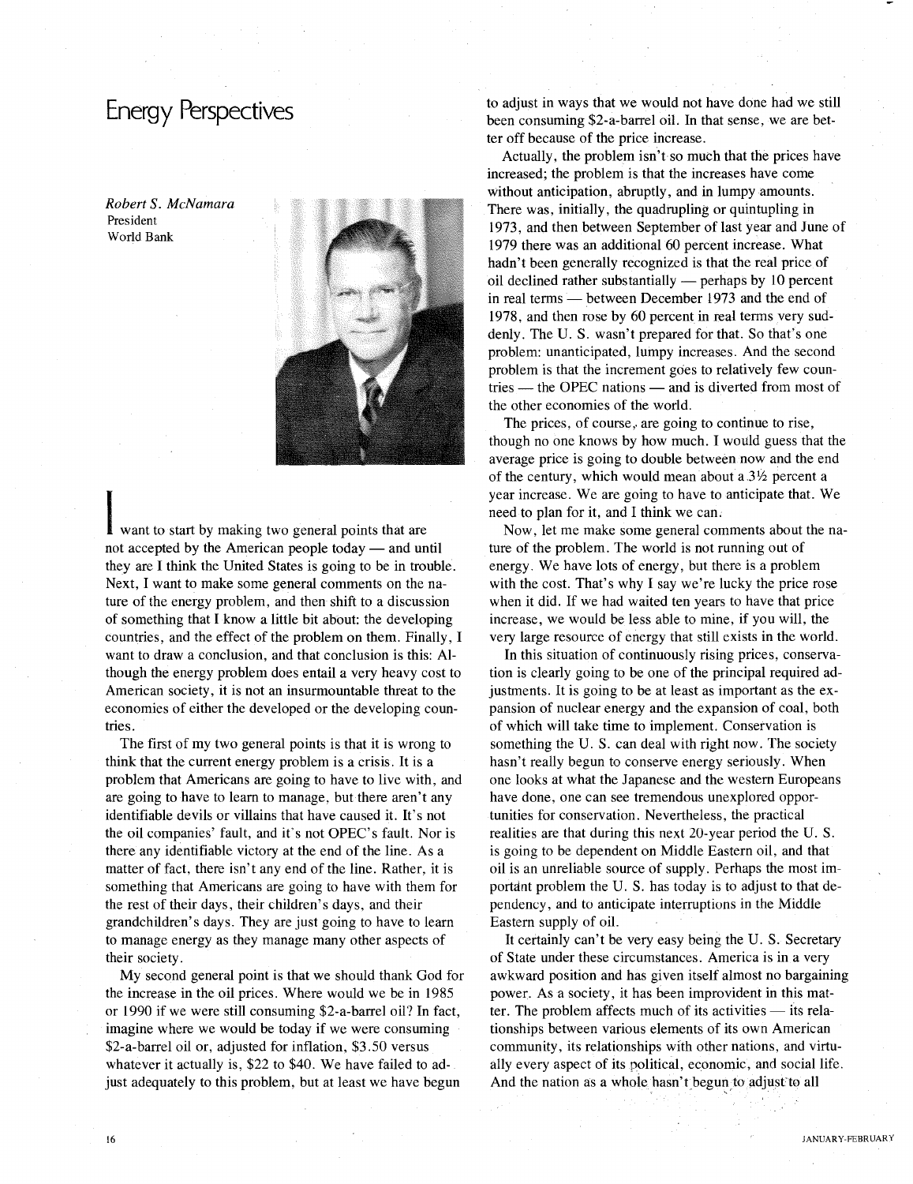# Energy Perspectives

*Robert S. McNamara*
President
World Bank

I want to start by making two general points that are not accepted by the American people today — and until they are I think the United States is going to be in trouble. Next, I want to make some general comments on the nature of the energy problem, and then shift to a discussion of something that I know a little bit about: the developing countries, and the effect of the problem on them. Finally, I want to draw a conclusion, and that conclusion is this: Although the energy problem does entail a very heavy cost to American society, it is not an insurmountable threat to the economies of either the developed or the developing countries.

The first of my two general points is that it is wrong to think that the current energy problem is a crisis. It is a problem that Americans are going to have to live with, and are going to have to learn to manage, but there aren't any identifiable devils or villains that have caused it. It's not the oil companies' fault, and it's not OPEC's fault. Nor is there any identifiable victory at the end of the line. As a matter of fact, there isn't any end of the line. Rather, it is something that Americans are going to have with them for the rest of their days, their children's days, and their grandchildren's days. They are just going to have to learn to manage energy as they manage many other aspects of their society.

My second general point is that we should thank God for the increase in the oil prices. Where would we be in 1985 or 1990 if we were still consuming $2-a-barrel oil? In fact, imagine where we would be today if we were consuming $2-a-barrel oil or, adjusted for inflation, $3.50 versus whatever it actually is, $22 to $40. We have failed to adjust adequately to this problem, but at least we have begun to adjust in ways that we would not have done had we still been consuming $2-a-barrel oil. In that sense, we are better off because of the price increase.

Actually, the problem isn't so much that the prices have increased; the problem is that the increases have come without anticipation, abruptly, and in lumpy amounts. There was, initially, the quadrupling or quintupling in 1973, and then between September of last year and June of 1979 there was an additional 60 percent increase. What hadn't been generally recognized is that the real price of oil declined rather substantially — perhaps by 10 percent in real terms — between December 1973 and the end of 1978, and then rose by 60 percent in real terms very suddenly. The U. S. wasn't prepared for that. So that's one problem: unanticipated, lumpy increases. And the second problem is that the increment goes to relatively few countries — the OPEC nations — and is diverted from most of the other economies of the world.

The prices, of course, are going to continue to rise, though no one knows by how much. I would guess that the average price is going to double between now and the end of the century, which would mean about a 3½ percent a year increase. We are going to have to anticipate that. We need to plan for it, and I think we can.

Now, let me make some general comments about the nature of the problem. The world is not running out of energy. We have lots of energy, but there is a problem with the cost. That's why I say we're lucky the price rose when it did. If we had waited ten years to have that price increase, we would be less able to mine, if you will, the very large resource of energy that still exists in the world.

In this situation of continuously rising prices, conservation is clearly going to be one of the principal required adjustments. It is going to be at least as important as the expansion of nuclear energy and the expansion of coal, both of which will take time to implement. Conservation is something the U. S. can deal with right now. The society hasn't really begun to conserve energy seriously. When one looks at what the Japanese and the western Europeans have done, one can see tremendous unexplored opportunities for conservation. Nevertheless, the practical realities are that during this next 20-year period the U. S. is going to be dependent on Middle Eastern oil, and that oil is an unreliable source of supply. Perhaps the most important problem the U. S. has today is to adjust to that dependency, and to anticipate interruptions in the Middle Eastern supply of oil.

It certainly can't be very easy being the U. S. Secretary of State under these circumstances. America is in a very awkward position and has given itself almost no bargaining power. As a society, it has been improvident in this matter. The problem affects much of its activities — its relationships between various elements of its own American community, its relationships with other nations, and virtually every aspect of its political, economic, and social life. And the nation as a whole hasn't begun to adjust to all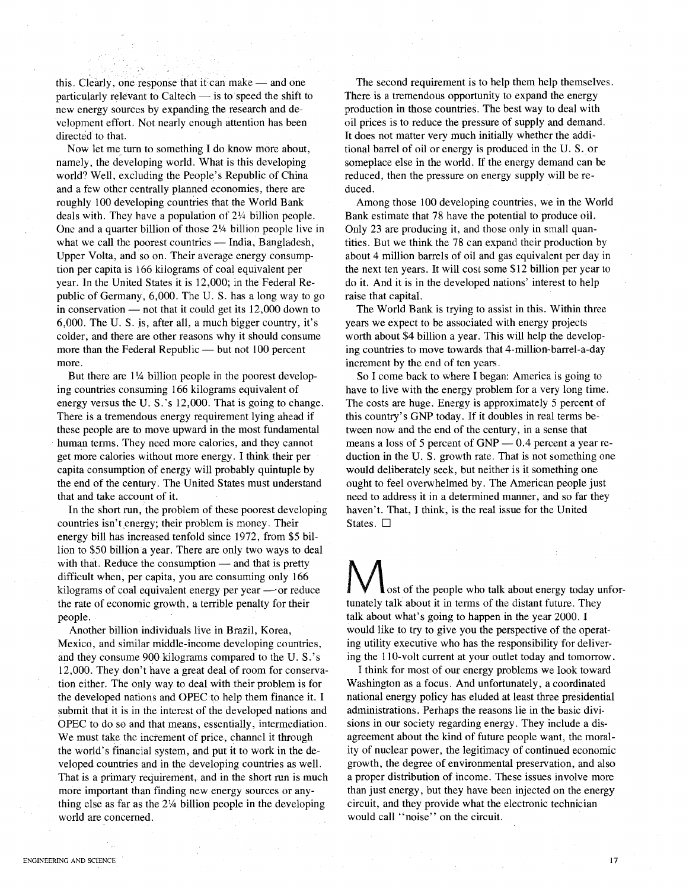this. Clearly, one response that it can make — and one particularly relevant to Caltech — is to speed the shift to new energy sources by expanding the research and development effort. Not nearly enough attention has been directed to that.

Now let me turn to something I do know more about, namely, the developing world. What is this developing world? Well, excluding the People's Republic of China and a few other centrally planned economies, there are roughly 100 developing countries that the World Bank deals with. They have a population of 2¼ billion people. One and a quarter billion of those 2¼ billion people live in what we call the poorest countries — India, Bangladesh, Upper Volta, and so on. Their average energy consumption per capita is 166 kilograms of coal equivalent per year. In the United States it is 12,000; in the Federal Republic of Germany, 6,000. The U. S. has a long way to go in conservation — not that it could get its 12,000 down to 6,000. The U. S. is, after all, a much bigger country, it's colder, and there are other reasons why it should consume more than the Federal Republic — but not 100 percent more.

But there are 1¼ billion people in the poorest developing countries consuming 166 kilograms equivalent of energy versus the U. S.'s 12,000. That is going to change. There is a tremendous energy requirement lying ahead if these people are to move upward in the most fundamental human terms. They need more calories, and they cannot get more calories without more energy. I think their per capita consumption of energy will probably quintuple by the end of the century. The United States must understand that and take account of it.

In the short run, the problem of these poorest developing countries isn't energy; their problem is money. Their energy bill has increased tenfold since 1972, from $5 billion to $50 billion a year. There are only two ways to deal with that. Reduce the consumption — and that is pretty difficult when, per capita, you are consuming only 166 kilograms of coal equivalent energy per year — or reduce the rate of economic growth, a terrible penalty for their people.

Another billion individuals live in Brazil, Korea, Mexico, and similar middle-income developing countries, and they consume 900 kilograms compared to the U. S.'s 12,000. They don't have a great deal of room for conservation either. The only way to deal with their problem is for the developed nations and OPEC to help them finance it. I submit that it is in the interest of the developed nations and OPEC to do so and that means, essentially, intermediation. We must take the increment of price, channel it through the world's financial system, and put it to work in the developed countries and in the developing countries as well. That is a primary requirement, and in the short run is much more important than finding new energy sources or anything else as far as the 2¼ billion people in the developing world are concerned.

The second requirement is to help them help themselves. There is a tremendous opportunity to expand the energy production in those countries. The best way to deal with oil prices is to reduce the pressure of supply and demand. It does not matter very much initially whether the additional barrel of oil or energy is produced in the U. S. or someplace else in the world. If the energy demand can be reduced, then the pressure on energy supply will be reduced.

Among those 100 developing countries, we in the World Bank estimate that 78 have the potential to produce oil. Only 23 are producing it, and those only in small quantities. But we think the 78 can expand their production by about 4 million barrels of oil and gas equivalent per day in the next ten years. It will cost some $12 billion per year to do it. And it is in the developed nations' interest to help raise that capital.

The World Bank is trying to assist in this. Within three years we expect to be associated with energy projects worth about $4 billion a year. This will help the developing countries to move towards that 4-million-barrel-a-day increment by the end of ten years.

So I come back to where I began: America is going to have to live with the energy problem for a very long time. The costs are huge. Energy is approximately 5 percent of this country's GNP today. If it doubles in real terms between now and the end of the century, in a sense that means a loss of 5 percent of GNP — 0.4 percent a year reduction in the U. S. growth rate. That is not something one would deliberately seek, but neither is it something one ought to feel overwhelmed by. The American people just need to address it in a determined manner, and so far they haven't. That, I think, is the real issue for the United States. □

Most of the people who talk about energy today unfortunately talk about it in terms of the distant future. They talk about what's going to happen in the year 2000. I would like to try to give you the perspective of the operating utility executive who has the responsibility for delivering the 110-volt current at your outlet today and tomorrow.

I think for most of our energy problems we look toward Washington as a focus. And unfortunately, a coordinated national energy policy has eluded at least three presidential administrations. Perhaps the reasons lie in the basic divisions in our society regarding energy. They include a disagreement about the kind of future people want, the morality of nuclear power, the legitimacy of continued economic growth, the degree of environmental preservation, and also a proper distribution of income. These issues involve more than just energy, but they have been injected on the energy circuit, and they provide what the electronic technician would call "noise" on the circuit.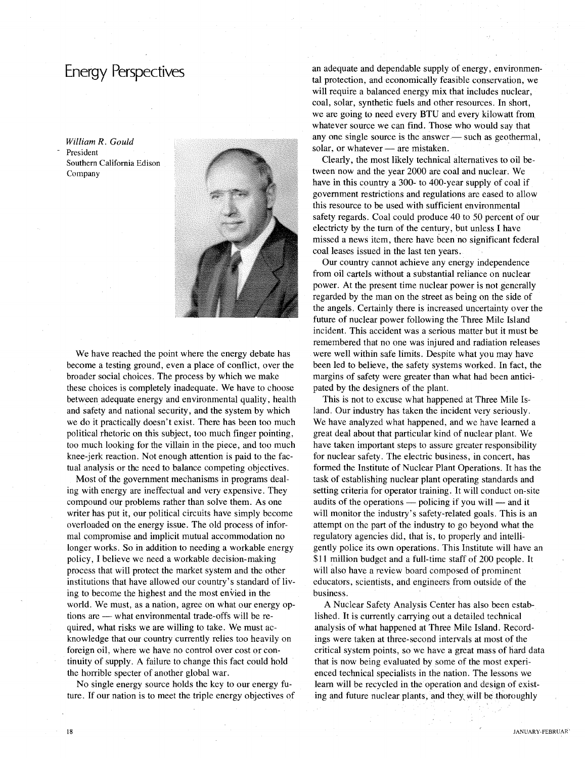# Energy Perspectives

*William R. Gould*
President
Southern California Edison Company

We have reached the point where the energy debate has become a testing ground, even a place of conflict, over the broader social choices. The process by which we make these choices is completely inadequate. We have to choose between adequate energy and environmental quality, health and safety and national security, and the system by which we do it practically doesn't exist. There has been too much political rhetoric on this subject, too much finger pointing, too much looking for the villain in the piece, and too much knee-jerk reaction. Not enough attention is paid to the factual analysis or the need to balance competing objectives.

Most of the government mechanisms in programs dealing with energy are ineffectual and very expensive. They compound our problems rather than solve them. As one writer has put it, our political circuits have simply become overloaded on the energy issue. The old process of informal compromise and implicit mutual accommodation no longer works. So in addition to needing a workable energy policy, I believe we need a workable decision-making process that will protect the market system and the other institutions that have allowed our country's standard of living to become the highest and the most envied in the world. We must, as a nation, agree on what our energy options are — what environmental trade-offs will be required, what risks we are willing to take. We must acknowledge that our country currently relies too heavily on foreign oil, where we have no control over cost or continuity of supply. A failure to change this fact could hold the horrible specter of another global war.

No single energy source holds the key to our energy future. If our nation is to meet the triple energy objectives of an adequate and dependable supply of energy, environmental protection, and economically feasible conservation, we will require a balanced energy mix that includes nuclear, coal, solar, synthetic fuels and other resources. In short, we are going to need every BTU and every kilowatt from whatever source we can find. Those who would say that any one single source is the answer — such as geothermal, solar, or whatever — are mistaken.

Clearly, the most likely technical alternatives to oil between now and the year 2000 are coal and nuclear. We have in this country a 300- to 400-year supply of coal if government restrictions and regulations are eased to allow this resource to be used with sufficient environmental safety regards. Coal could produce 40 to 50 percent of our electricty by the turn of the century, but unless I have missed a news item, there have been no significant federal coal leases issued in the last ten years.

Our country cannot achieve any energy independence from oil cartels without a substantial reliance on nuclear power. At the present time nuclear power is not generally regarded by the man on the street as being on the side of the angels. Certainly there is increased uncertainty over the future of nuclear power following the Three Mile Island incident. This accident was a serious matter but it must be remembered that no one was injured and radiation releases were well within safe limits. Despite what you may have been led to believe, the safety systems worked. In fact, the margins of safety were greater than what had been anticipated by the designers of the plant.

This is not to excuse what happened at Three Mile Island. Our industry has taken the incident very seriously. We have analyzed what happened, and we have learned a great deal about that particular kind of nuclear plant. We have taken important steps to assure greater responsibility for nuclear safety. The electric business, in concert, has formed the Institute of Nuclear Plant Operations. It has the task of establishing nuclear plant operating standards and setting criteria for operator training. It will conduct on-site audits of the operations — policing if you will — and it will monitor the industry's safety-related goals. This is an attempt on the part of the industry to go beyond what the regulatory agencies did, that is, to properly and intelligently police its own operations. This Institute will have an $11 million budget and a full-time staff of 200 people. It will also have a review board composed of prominent educators, scientists, and engineers from outside of the business.

A Nuclear Safety Analysis Center has also been established. It is currently carrying out a detailed technical analysis of what happened at Three Mile Island. Recordings were taken at three-second intervals at most of the critical system points, so we have a great mass of hard data that is now being evaluated by some of the most experienced technical specialists in the nation. The lessons we learn will be recycled in the operation and design of existing and future nuclear plants, and they will be thoroughly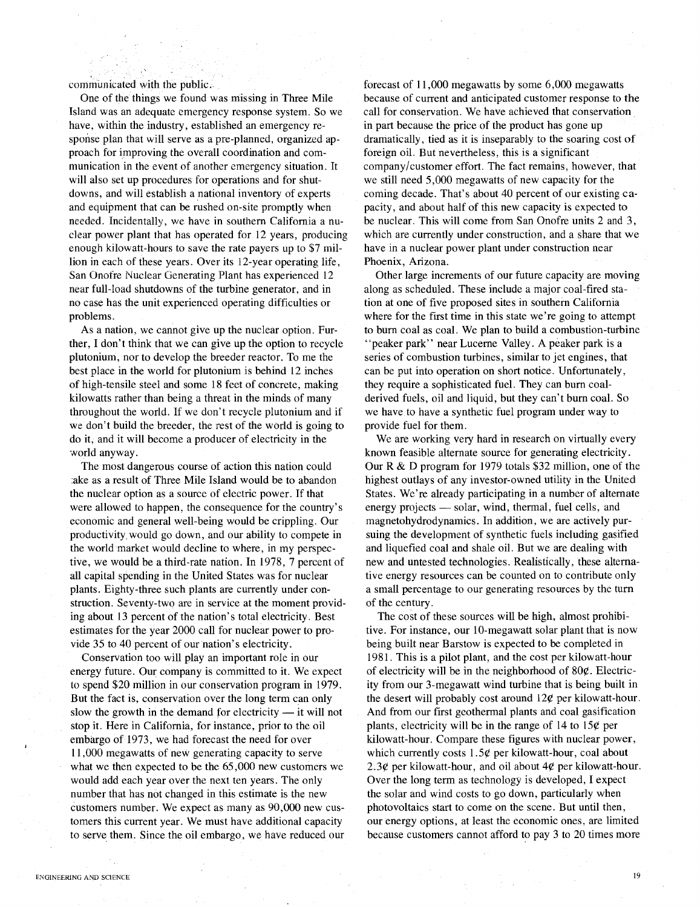communicated with the public.

One of the things we found was missing in Three Mile Island was an adequate emergency response system. So we have, within the industry, established an emergency response plan that will serve as a pre-planned, organized approach for improving the overall coordination and communication in the event of another emergency situation. It will also set up procedures for operations and for shutdowns, and will establish a national inventory of experts and equipment that can be rushed on-site promptly when needed. Incidentally, we have in southern California a nuclear power plant that has operated for 12 years, producing enough kilowatt-hours to save the rate payers up to $7 million in each of these years. Over its 12-year operating life, San Onofre Nuclear Generating Plant has experienced 12 near full-load shutdowns of the turbine generator, and in no case has the unit experienced operating difficulties or problems.

As a nation, we cannot give up the nuclear option. Further, I don't think that we can give up the option to recycle plutonium, nor to develop the breeder reactor. To me the best place in the world for plutonium is behind 12 inches of high-tensile steel and some 18 feet of concrete, making kilowatts rather than being a threat in the minds of many throughout the world. If we don't recycle plutonium and if we don't build the breeder, the rest of the world is going to do it, and it will become a producer of electricity in the world anyway.

The most dangerous course of action this nation could take as a result of Three Mile Island would be to abandon the nuclear option as a source of electric power. If that were allowed to happen, the consequence for the country's economic and general well-being would be crippling. Our productivity would go down, and our ability to compete in the world market would decline to where, in my perspective, we would be a third-rate nation. In 1978, 7 percent of all capital spending in the United States was for nuclear plants. Eighty-three such plants are currently under construction. Seventy-two are in service at the moment providing about 13 percent of the nation's total electricity. Best estimates for the year 2000 call for nuclear power to provide 35 to 40 percent of our nation's electricity.

Conservation too will play an important role in our energy future. Our company is committed to it. We expect to spend $20 million in our conservation program in 1979. But the fact is, conservation over the long term can only slow the growth in the demand for electricity — it will not stop it. Here in California, for instance, prior to the oil embargo of 1973, we had forecast the need for over 11,000 megawatts of new generating capacity to serve what we then expected to be the 65,000 new customers we would add each year over the next ten years. The only number that has not changed in this estimate is the new customers number. We expect as many as 90,000 new customers this current year. We must have additional capacity to serve them. Since the oil embargo, we have reduced our forecast of 11,000 megawatts by some 6,000 megawatts because of current and anticipated customer response to the call for conservation. We have achieved that conservation in part because the price of the product has gone up dramatically, tied as it is inseparably to the soaring cost of foreign oil. But nevertheless, this is a significant company/customer effort. The fact remains, however, that we still need 5,000 megawatts of new capacity for the coming decade. That's about 40 percent of our existing capacity, and about half of this new capacity is expected to be nuclear. This will come from San Onofre units 2 and 3, which are currently under construction, and a share that we have in a nuclear power plant under construction near Phoenix, Arizona.

Other large increments of our future capacity are moving along as scheduled. These include a major coal-fired station at one of five proposed sites in southern California where for the first time in this state we're going to attempt to burn coal as coal. We plan to build a combustion-turbine "peaker park" near Lucerne Valley. A peaker park is a series of combustion turbines, similar to jet engines, that can be put into operation on short notice. Unfortunately, they require a sophisticated fuel. They can burn coal-derived fuels, oil and liquid, but they can't burn coal. So we have to have a synthetic fuel program under way to provide fuel for them.

We are working very hard in research on virtually every known feasible alternate source for generating electricity. Our R & D program for 1979 totals $32 million, one of the highest outlays of any investor-owned utility in the United States. We're already participating in a number of alternate energy projects — solar, wind, thermal, fuel cells, and magnetohydrodynamics. In addition, we are actively pursuing the development of synthetic fuels including gasified and liquefied coal and shale oil. But we are dealing with new and untested technologies. Realistically, these alternative energy resources can be counted on to contribute only a small percentage to our generating resources by the turn of the century.

The cost of these sources will be high, almost prohibitive. For instance, our 10-megawatt solar plant that is now being built near Barstow is expected to be completed in 1981. This is a pilot plant, and the cost per kilowatt-hour of electricity will be in the neighborhood of 80¢. Electricity from our 3-megawatt wind turbine that is being built in the desert will probably cost around 12¢ per kilowatt-hour. And from our first geothermal plants and coal gasification plants, electricity will be in the range of 14 to 15¢ per kilowatt-hour. Compare these figures with nuclear power, which currently costs 1.5¢ per kilowatt-hour, coal about 2.3¢ per kilowatt-hour, and oil about 4¢ per kilowatt-hour. Over the long term as technology is developed, I expect the solar and wind costs to go down, particularly when photovoltaics start to come on the scene. But until then, our energy options, at least the economic ones, are limited because customers cannot afford to pay 3 to 20 times more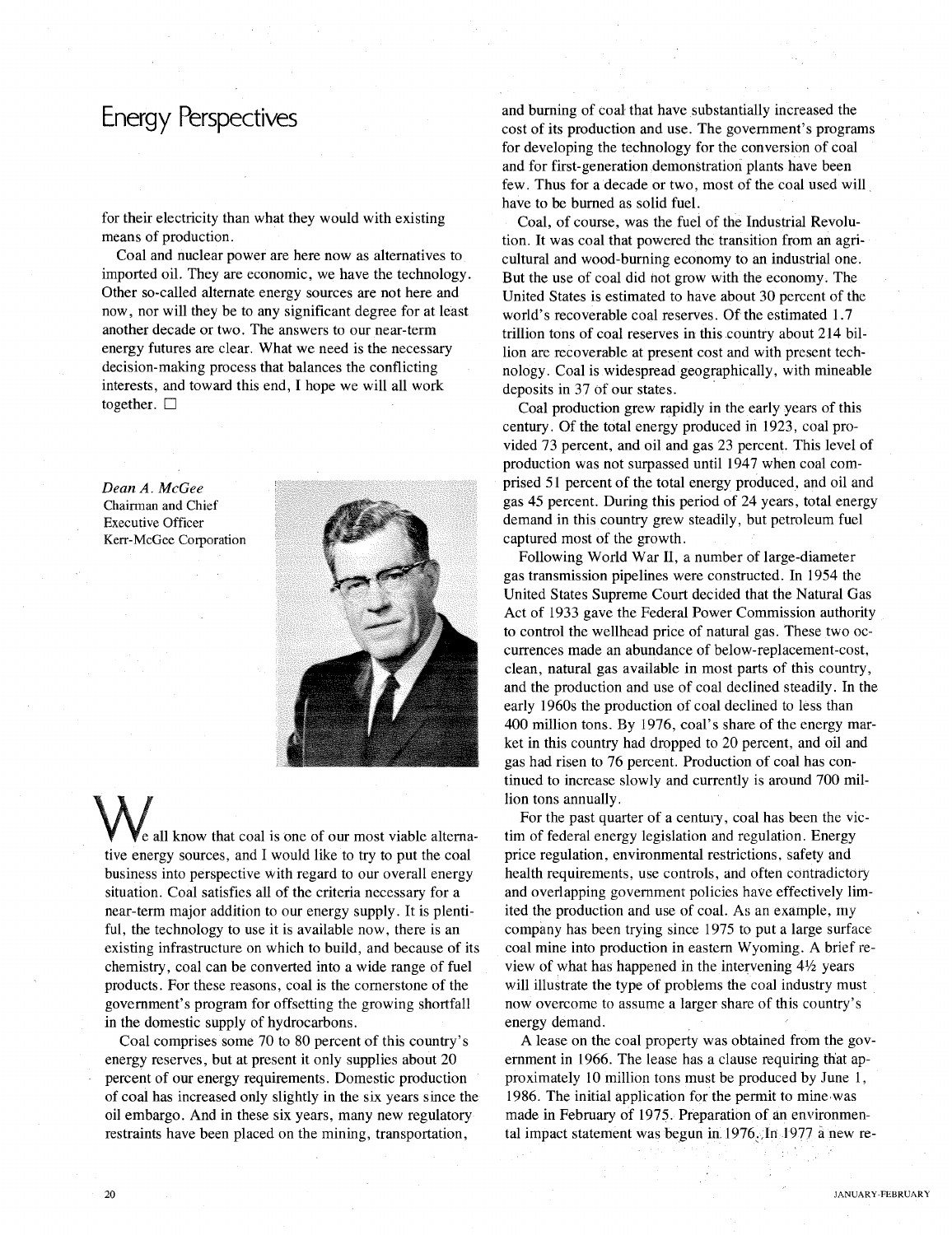# Energy Perspectives

for their electricity than what they would with existing means of production.

Coal and nuclear power are here now as alternatives to imported oil. They are economic, we have the technology. Other so-called alternate energy sources are not here and now, nor will they be to any significant degree for at least another decade or two. The answers to our near-term energy futures are clear. What we need is the necessary decision-making process that balances the conflicting interests, and toward this end, I hope we will all work together. ☐

*Dean A. McGee*
Chairman and Chief Executive Officer
Kerr-McGee Corporation

We all know that coal is one of our most viable alternative energy sources, and I would like to try to put the coal business into perspective with regard to our overall energy situation. Coal satisfies all of the criteria necessary for a near-term major addition to our energy supply. It is plentiful, the technology to use it is available now, there is an existing infrastructure on which to build, and because of its chemistry, coal can be converted into a wide range of fuel products. For these reasons, coal is the cornerstone of the government's program for offsetting the growing shortfall in the domestic supply of hydrocarbons.

Coal comprises some 70 to 80 percent of this country's energy reserves, but at present it only supplies about 20 percent of our energy requirements. Domestic production of coal has increased only slightly in the six years since the oil embargo. And in these six years, many new regulatory restraints have been placed on the mining, transportation, and burning of coal that have substantially increased the cost of its production and use. The government's programs for developing the technology for the conversion of coal and for first-generation demonstration plants have been few. Thus for a decade or two, most of the coal used will have to be burned as solid fuel.

Coal, of course, was the fuel of the Industrial Revolution. It was coal that powered the transition from an agricultural and wood-burning economy to an industrial one. But the use of coal did not grow with the economy. The United States is estimated to have about 30 percent of the world's recoverable coal reserves. Of the estimated 1.7 trillion tons of coal reserves in this country about 214 billion are recoverable at present cost and with present technology. Coal is widespread geographically, with mineable deposits in 37 of our states.

Coal production grew rapidly in the early years of this century. Of the total energy produced in 1923, coal provided 73 percent, and oil and gas 23 percent. This level of production was not surpassed until 1947 when coal comprised 51 percent of the total energy produced, and oil and gas 45 percent. During this period of 24 years, total energy demand in this country grew steadily, but petroleum fuel captured most of the growth.

Following World War II, a number of large-diameter gas transmission pipelines were constructed. In 1954 the United States Supreme Court decided that the Natural Gas Act of 1933 gave the Federal Power Commission authority to control the wellhead price of natural gas. These two occurrences made an abundance of below-replacement-cost, clean, natural gas available in most parts of this country, and the production and use of coal declined steadily. In the early 1960s the production of coal declined to less than 400 million tons. By 1976, coal's share of the energy market in this country had dropped to 20 percent, and oil and gas had risen to 76 percent. Production of coal has continued to increase slowly and currently is around 700 million tons annually.

For the past quarter of a century, coal has been the victim of federal energy legislation and regulation. Energy price regulation, environmental restrictions, safety and health requirements, use controls, and often contradictory and overlapping government policies have effectively limited the production and use of coal. As an example, my company has been trying since 1975 to put a large surface coal mine into production in eastern Wyoming. A brief review of what has happened in the intervening 4½ years will illustrate the type of problems the coal industry must now overcome to assume a larger share of this country's energy demand.

A lease on the coal property was obtained from the government in 1966. The lease has a clause requiring that approximately 10 million tons must be produced by June 1, 1986. The initial application for the permit to mine was made in February of 1975. Preparation of an environmental impact statement was begun in 1976. In 1977 a new re-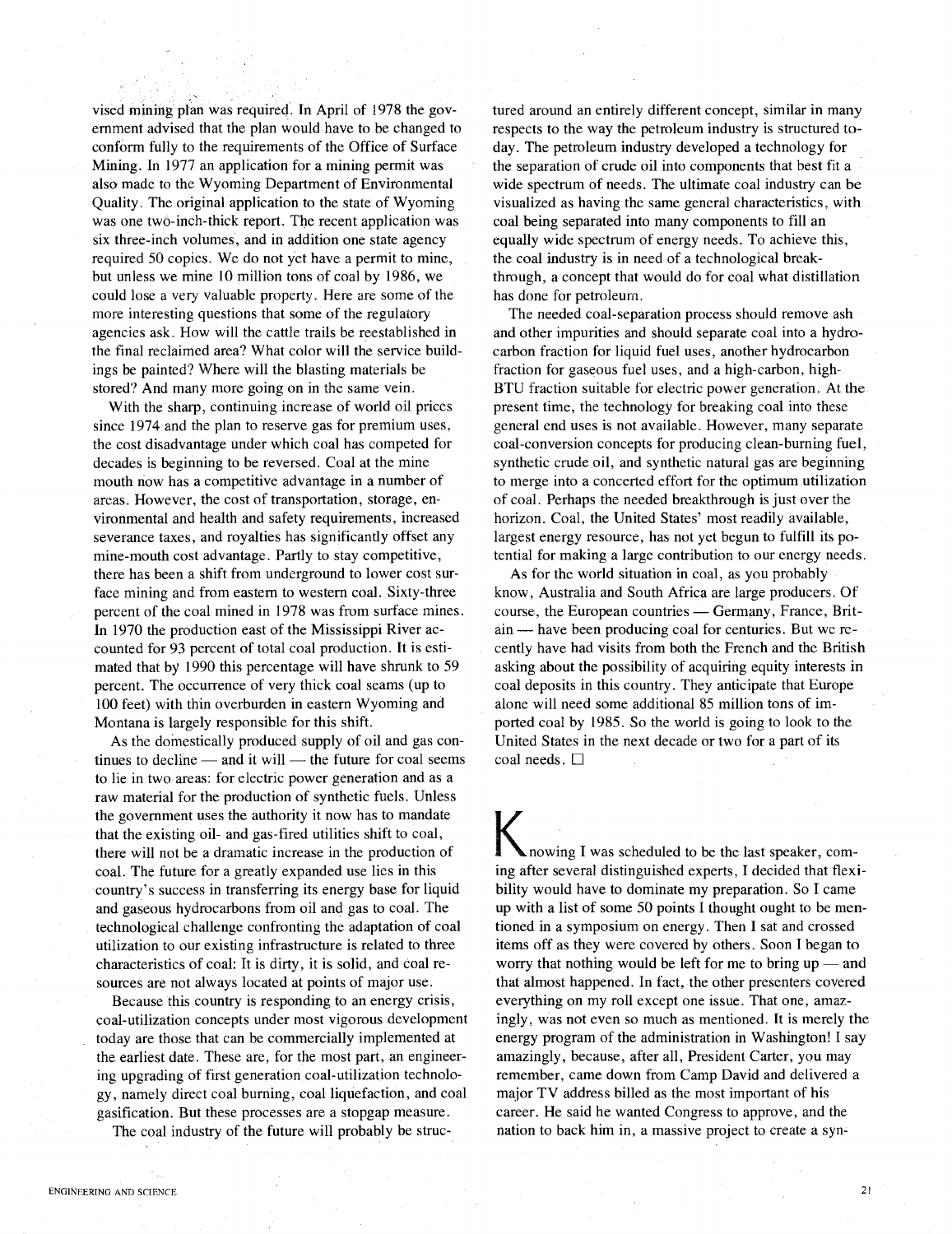vised mining plan was required. In April of 1978 the government advised that the plan would have to be changed to conform fully to the requirements of the Office of Surface Mining. In 1977 an application for a mining permit was also made to the Wyoming Department of Environmental Quality. The original application to the state of Wyoming was one two-inch-thick report. The recent application was six three-inch volumes, and in addition one state agency required 50 copies. We do not yet have a permit to mine, but unless we mine 10 million tons of coal by 1986, we could lose a very valuable property. Here are some of the more interesting questions that some of the regulatory agencies ask. How will the cattle trails be reestablished in the final reclaimed area? What color will the service buildings be painted? Where will the blasting materials be stored? And many more going on in the same vein.

With the sharp, continuing increase of world oil prices since 1974 and the plan to reserve gas for premium uses, the cost disadvantage under which coal has competed for decades is beginning to be reversed. Coal at the mine mouth now has a competitive advantage in a number of areas. However, the cost of transportation, storage, environmental and health and safety requirements, increased severance taxes, and royalties has significantly offset any mine-mouth cost advantage. Partly to stay competitive, there has been a shift from underground to lower cost surface mining and from eastern to western coal. Sixty-three percent of the coal mined in 1978 was from surface mines. In 1970 the production east of the Mississippi River accounted for 93 percent of total coal production. It is estimated that by 1990 this percentage will have shrunk to 59 percent. The occurrence of very thick coal seams (up to 100 feet) with thin overburden in eastern Wyoming and Montana is largely responsible for this shift.

As the domestically produced supply of oil and gas continues to decline — and it will — the future for coal seems to lie in two areas: for electric power generation and as a raw material for the production of synthetic fuels. Unless the government uses the authority it now has to mandate that the existing oil- and gas-fired utilities shift to coal, there will not be a dramatic increase in the production of coal. The future for a greatly expanded use lies in this country's success in transferring its energy base for liquid and gaseous hydrocarbons from oil and gas to coal. The technological challenge confronting the adaptation of coal utilization to our existing infrastructure is related to three characteristics of coal: It is dirty, it is solid, and coal resources are not always located at points of major use.

Because this country is responding to an energy crisis, coal-utilization concepts under most vigorous development today are those that can be commercially implemented at the earliest date. These are, for the most part, an engineering upgrading of first generation coal-utilization technology, namely direct coal burning, coal liquefaction, and coal gasification. But these processes are a stopgap measure.

The coal industry of the future will probably be structured around an entirely different concept, similar in many respects to the way the petroleum industry is structured today. The petroleum industry developed a technology for the separation of crude oil into components that best fit a wide spectrum of needs. The ultimate coal industry can be visualized as having the same general characteristics, with coal being separated into many components to fill an equally wide spectrum of energy needs. To achieve this, the coal industry is in need of a technological breakthrough, a concept that would do for coal what distillation has done for petroleum.

The needed coal-separation process should remove ash and other impurities and should separate coal into a hydrocarbon fraction for liquid fuel uses, another hydrocarbon fraction for gaseous fuel uses, and a high-carbon, high-BTU fraction suitable for electric power generation. At the present time, the technology for breaking coal into these general end uses is not available. However, many separate coal-conversion concepts for producing clean-burning fuel, synthetic crude oil, and synthetic natural gas are beginning to merge into a concerted effort for the optimum utilization of coal. Perhaps the needed breakthrough is just over the horizon. Coal, the United States' most readily available, largest energy resource, has not yet begun to fulfill its potential for making a large contribution to our energy needs.

As for the world situation in coal, as you probably know, Australia and South Africa are large producers. Of course, the European countries — Germany, France, Britain — have been producing coal for centuries. But we recently have had visits from both the French and the British asking about the possibility of acquiring equity interests in coal deposits in this country. They anticipate that Europe alone will need some additional 85 million tons of imported coal by 1985. So the world is going to look to the United States in the next decade or two for a part of its coal needs. □

Knowing I was scheduled to be the last speaker, coming after several distinguished experts, I decided that flexibility would have to dominate my preparation. So I came up with a list of some 50 points I thought ought to be mentioned in a symposium on energy. Then I sat and crossed items off as they were covered by others. Soon I began to worry that nothing would be left for me to bring up — and that almost happened. In fact, the other presenters covered everything on my roll except one issue. That one, amazingly, was not even so much as mentioned. It is merely the energy program of the administration in Washington! I say amazingly, because, after all, President Carter, you may remember, came down from Camp David and delivered a major TV address billed as the most important of his career. He said he wanted Congress to approve, and the nation to back him in, a massive project to create a syn-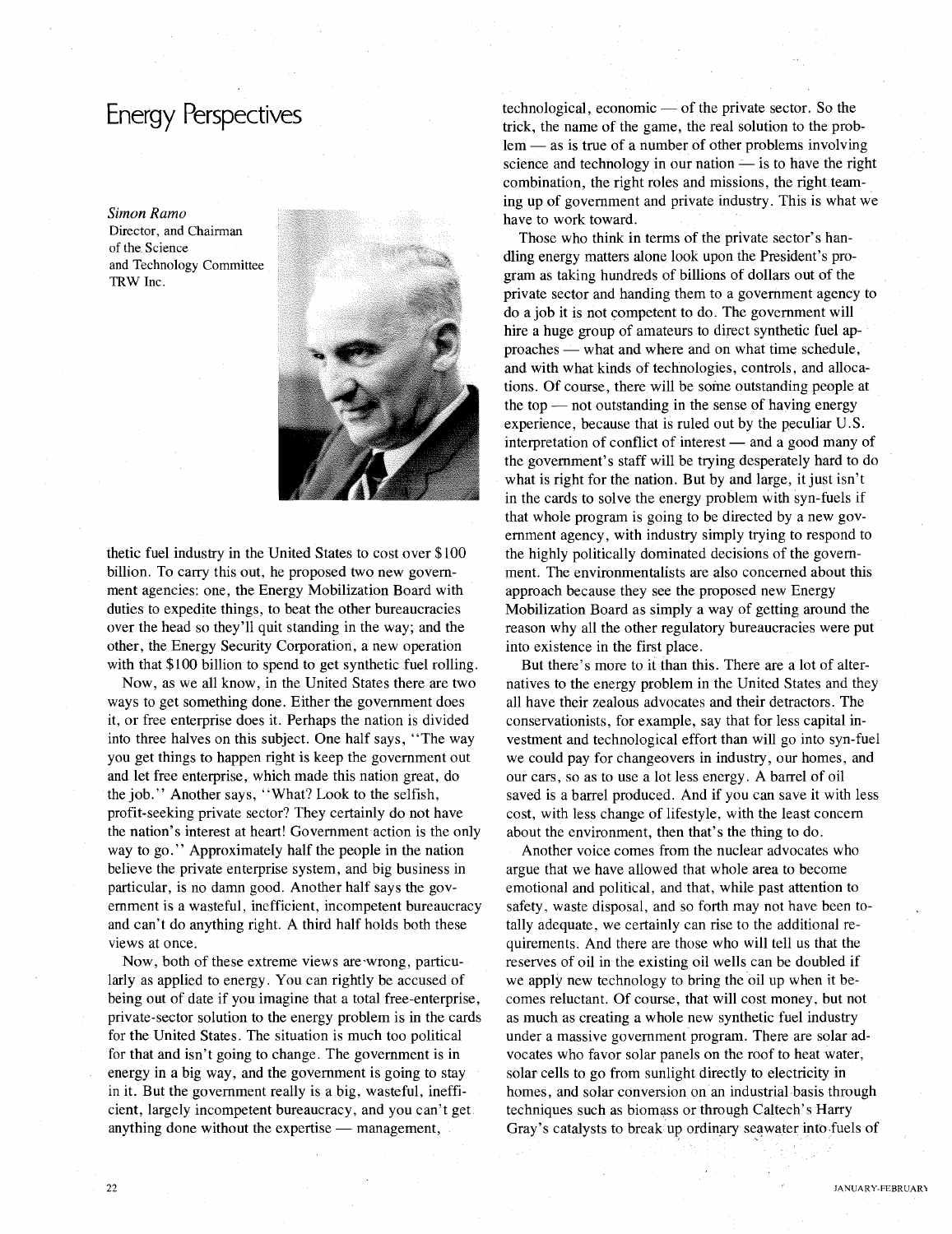# Energy Perspectives

*Simon Ramo*
Director, and Chairman of the Science and Technology Committee
TRW Inc.

thetic fuel industry in the United States to cost over $100 billion. To carry this out, he proposed two new government agencies: one, the Energy Mobilization Board with duties to expedite things, to beat the other bureaucracies over the head so they'll quit standing in the way; and the other, the Energy Security Corporation, a new operation with that $100 billion to spend to get synthetic fuel rolling.

Now, as we all know, in the United States there are two ways to get something done. Either the government does it, or free enterprise does it. Perhaps the nation is divided into three halves on this subject. One half says, "The way you get things to happen right is keep the government out and let free enterprise, which made this nation great, do the job." Another says, "What? Look to the selfish, profit-seeking private sector? They certainly do not have the nation's interest at heart! Government action is the only way to go." Approximately half the people in the nation believe the private enterprise system, and big business in particular, is no damn good. Another half says the government is a wasteful, inefficient, incompetent bureaucracy and can't do anything right. A third half holds both these views at once.

Now, both of these extreme views are wrong, particularly as applied to energy. You can rightly be accused of being out of date if you imagine that a total free-enterprise, private-sector solution to the energy problem is in the cards for the United States. The situation is much too political for that and isn't going to change. The government is in energy in a big way, and the government is going to stay in it. But the government really is a big, wasteful, inefficient, largely incompetent bureaucracy, and you can't get anything done without the expertise — management, technological, economic — of the private sector. So the trick, the name of the game, the real solution to the problem — as is true of a number of other problems involving science and technology in our nation — is to have the right combination, the right roles and missions, the right teaming up of government and private industry. This is what we have to work toward.

Those who think in terms of the private sector's handling energy matters alone look upon the President's program as taking hundreds of billions of dollars out of the private sector and handing them to a government agency to do a job it is not competent to do. The government will hire a huge group of amateurs to direct synthetic fuel approaches — what and where and on what time schedule, and with what kinds of technologies, controls, and allocations. Of course, there will be some outstanding people at the top — not outstanding in the sense of having energy experience, because that is ruled out by the peculiar U.S. interpretation of conflict of interest — and a good many of the government's staff will be trying desperately hard to do what is right for the nation. But by and large, it just isn't in the cards to solve the energy problem with syn-fuels if that whole program is going to be directed by a new government agency, with industry simply trying to respond to the highly politically dominated decisions of the government. The environmentalists are also concerned about this approach because they see the proposed new Energy Mobilization Board as simply a way of getting around the reason why all the other regulatory bureaucracies were put into existence in the first place.

But there's more to it than this. There are a lot of alternatives to the energy problem in the United States and they all have their zealous advocates and their detractors. The conservationists, for example, say that for less capital investment and technological effort than will go into syn-fuel we could pay for changeovers in industry, our homes, and our cars, so as to use a lot less energy. A barrel of oil saved is a barrel produced. And if you can save it with less cost, with less change of lifestyle, with the least concern about the environment, then that's the thing to do.

Another voice comes from the nuclear advocates who argue that we have allowed that whole area to become emotional and political, and that, while past attention to safety, waste disposal, and so forth may not have been totally adequate, we certainly can rise to the additional requirements. And there are those who will tell us that the reserves of oil in the existing oil wells can be doubled if we apply new technology to bring the oil up when it becomes reluctant. Of course, that will cost money, but not as much as creating a whole new synthetic fuel industry under a massive government program. There are solar advocates who favor solar panels on the roof to heat water, solar cells to go from sunlight directly to electricity in homes, and solar conversion on an industrial basis through techniques such as biomass or through Caltech's Harry Gray's catalysts to break up ordinary seawater into fuels of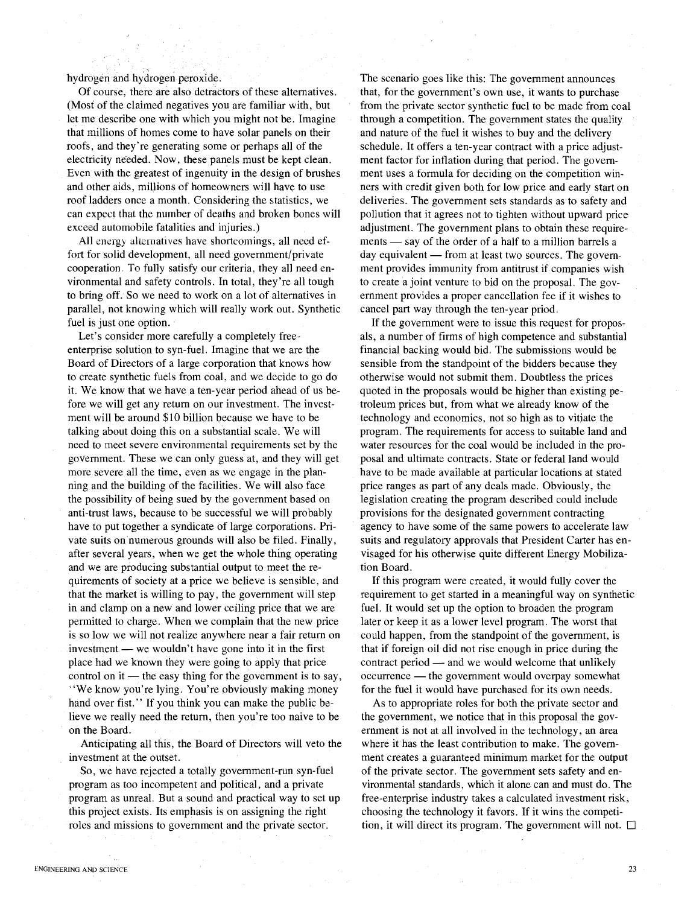hydrogen and hydrogen peroxide.

Of course, there are also detractors of these alternatives. (Most of the claimed negatives you are familiar with, but let me describe one with which you might not be. Imagine that millions of homes come to have solar panels on their roofs, and they're generating some or perhaps all of the electricity needed. Now, these panels must be kept clean. Even with the greatest of ingenuity in the design of brushes and other aids, millions of homeowners will have to use roof ladders once a month. Considering the statistics, we can expect that the number of deaths and broken bones will exceed automobile fatalities and injuries.)

All energy alternatives have shortcomings, all need effort for solid development, all need government/private cooperation. To fully satisfy our criteria, they all need environmental and safety controls. In total, they're all tough to bring off. So we need to work on a lot of alternatives in parallel, not knowing which will really work out. Synthetic fuel is just one option.

Let's consider more carefully a completely free-enterprise solution to syn-fuel. Imagine that we are the Board of Directors of a large corporation that knows how to create synthetic fuels from coal, and we decide to go do it. We know that we have a ten-year period ahead of us before we will get any return on our investment. The investment will be around $10 billion because we have to be talking about doing this on a substantial scale. We will need to meet severe environmental requirements set by the government. These we can only guess at, and they will get more severe all the time, even as we engage in the planning and the building of the facilities. We will also face the possibility of being sued by the government based on anti-trust laws, because to be successful we will probably have to put together a syndicate of large corporations. Private suits on numerous grounds will also be filed. Finally, after several years, when we get the whole thing operating and we are producing substantial output to meet the requirements of society at a price we believe is sensible, and that the market is willing to pay, the government will step in and clamp on a new and lower ceiling price that we are permitted to charge. When we complain that the new price is so low we will not realize anywhere near a fair return on investment — we wouldn't have gone into it in the first place had we known they were going to apply that price control on it — the easy thing for the government is to say, "We know you're lying. You're obviously making money hand over fist." If you think you can make the public believe we really need the return, then you're too naive to be on the Board.

Anticipating all this, the Board of Directors will veto the investment at the outset.

So, we have rejected a totally government-run syn-fuel program as too incompetent and political, and a private program as unreal. But a sound and practical way to set up this project exists. Its emphasis is on assigning the right roles and missions to government and the private sector.

The scenario goes like this: The government announces that, for the government's own use, it wants to purchase from the private sector synthetic fuel to be made from coal through a competition. The government states the quality and nature of the fuel it wishes to buy and the delivery schedule. It offers a ten-year contract with a price adjustment factor for inflation during that period. The government uses a formula for deciding on the competition winners with credit given both for low price and early start on deliveries. The government sets standards as to safety and pollution that it agrees not to tighten without upward price adjustment. The government plans to obtain these requirements — say of the order of a half to a million barrels a day equivalent — from at least two sources. The government provides immunity from antitrust if companies wish to create a joint venture to bid on the proposal. The government provides a proper cancellation fee if it wishes to cancel part way through the ten-year priod.

If the government were to issue this request for proposals, a number of firms of high competence and substantial financial backing would bid. The submissions would be sensible from the standpoint of the bidders because they otherwise would not submit them. Doubtless the prices quoted in the proposals would be higher than existing petroleum prices but, from what we already know of the technology and economics, not so high as to vitiate the program. The requirements for access to suitable land and water resources for the coal would be included in the proposal and ultimate contracts. State or federal land would have to be made available at particular locations at stated price ranges as part of any deals made. Obviously, the legislation creating the program described could include provisions for the designated government contracting agency to have some of the same powers to accelerate law suits and regulatory approvals that President Carter has envisaged for his otherwise quite different Energy Mobilization Board.

If this program were created, it would fully cover the requirement to get started in a meaningful way on synthetic fuel. It would set up the option to broaden the program later or keep it as a lower level program. The worst that could happen, from the standpoint of the government, is that if foreign oil did not rise enough in price during the contract period — and we would welcome that unlikely occurrence — the government would overpay somewhat for the fuel it would have purchased for its own needs.

As to appropriate roles for both the private sector and the government, we notice that in this proposal the government is not at all involved in the technology, an area where it has the least contribution to make. The government creates a guaranteed minimum market for the output of the private sector. The government sets safety and environmental standards, which it alone can and must do. The free-enterprise industry takes a calculated investment risk, choosing the technology it favors. If it wins the competition, it will direct its program. The government will not. □